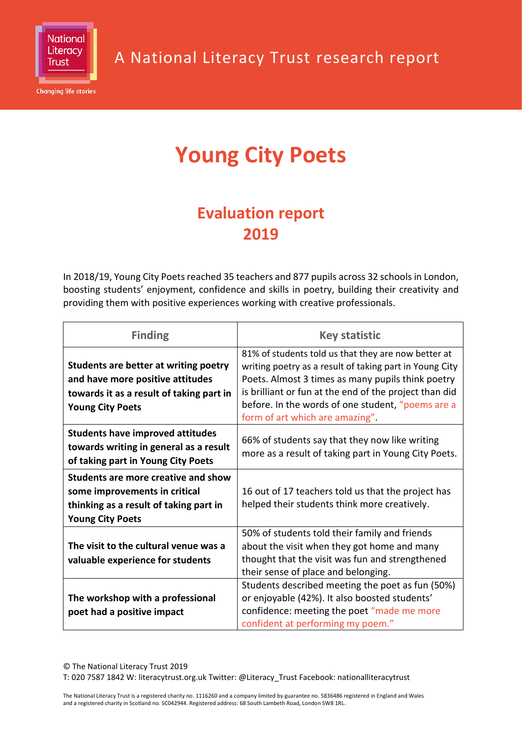National Literacy Trust

Changing life stories

A National Literacy Trust research report

# Young City Poets

## Evaluation report 2019

In 2018/19, Young City Poets reached 35 teachers and 877 pupils across 32 schools in London, boosting students' enjoyment, confidence and skills in poetry, building their creativity and providing them with positive experiences working with creative professionals.

| Finding | Key statistic |
|---|---|
| **Students are better at writing poetry and have more positive attitudes towards it as a result of taking part in Young City Poets** | 81% of students told us that they are now better at writing poetry as a result of taking part in Young City Poets. Almost 3 times as many pupils think poetry is brilliant or fun at the end of the project than did before. In the words of one student, "poems are a form of art which are amazing". |
| **Students have improved attitudes towards writing in general as a result of taking part in Young City Poets** | 66% of students say that they now like writing more as a result of taking part in Young City Poets. |
| **Students are more creative and show some improvements in critical thinking as a result of taking part in Young City Poets** | 16 out of 17 teachers told us that the project has helped their students think more creatively. |
| **The visit to the cultural venue was a valuable experience for students** | 50% of students told their family and friends about the visit when they got home and many thought that the visit was fun and strengthened their sense of place and belonging. |
| **The workshop with a professional poet had a positive impact** | Students described meeting the poet as fun (50%) or enjoyable (42%). It also boosted students' confidence: meeting the poet "made me more confident at performing my poem." |

© The National Literacy Trust 2019

T: 020 7587 1842 W: literacytrust.org.uk Twitter: @Literacy_Trust Facebook: nationalliteracytrust

The National Literacy Trust is a registered charity no. 1116260 and a company limited by guarantee no. 5836486 registered in England and Wales and a registered charity in Scotland no. SC042944. Registered address: 68 South Lambeth Road, London SW8 1RL.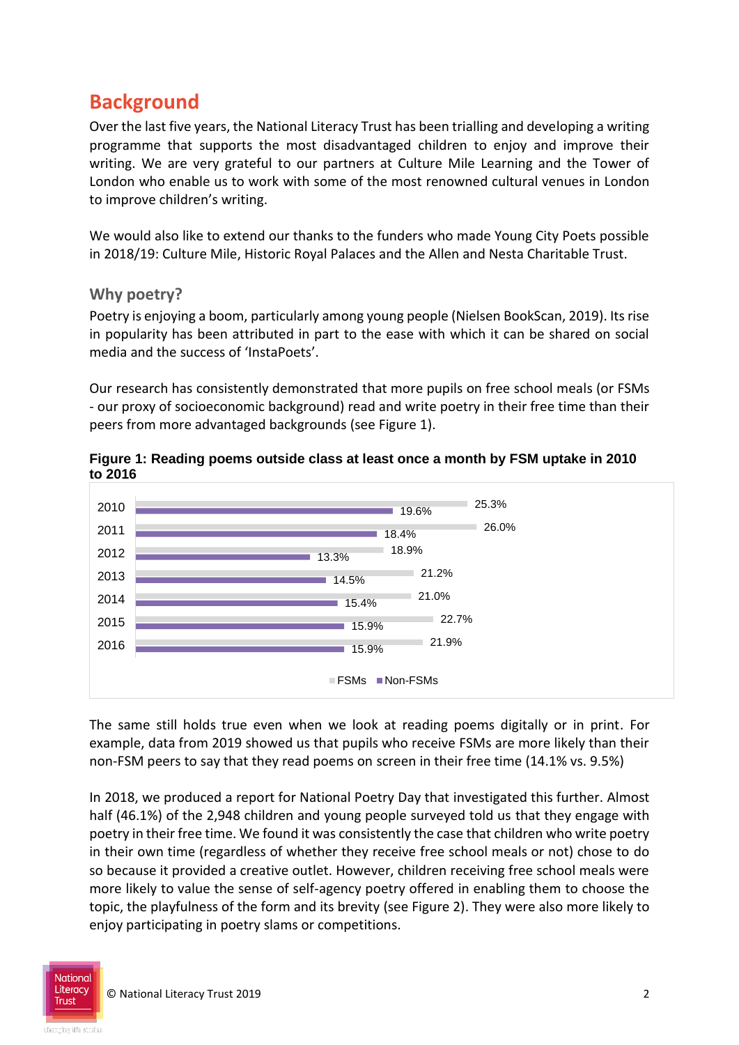## Background

Over the last five years, the National Literacy Trust has been trialling and developing a writing programme that supports the most disadvantaged children to enjoy and improve their writing. We are very grateful to our partners at Culture Mile Learning and the Tower of London who enable us to work with some of the most renowned cultural venues in London to improve children's writing.

We would also like to extend our thanks to the funders who made Young City Poets possible in 2018/19: Culture Mile, Historic Royal Palaces and the Allen and Nesta Charitable Trust.

### Why poetry?

Poetry is enjoying a boom, particularly among young people (Nielsen BookScan, 2019). Its rise in popularity has been attributed in part to the ease with which it can be shared on social media and the success of 'InstaPoets'.

Our research has consistently demonstrated that more pupils on free school meals (or FSMs - our proxy of socioeconomic background) read and write poetry in their free time than their peers from more advantaged backgrounds (see Figure 1).

**Figure 1: Reading poems outside class at least once a month by FSM uptake in 2010 to 2016**

| Year | FSMs | Non-FSMs |
|---|---|---|
| 2010 | 25.3% | 19.6% |
| 2011 | 26.0% | 18.4% |
| 2012 | 18.9% | 13.3% |
| 2013 | 21.2% | 14.5% |
| 2014 | 21.0% | 15.4% |
| 2015 | 22.7% | 15.9% |
| 2016 | 21.9% | 15.9% |

The same still holds true even when we look at reading poems digitally or in print. For example, data from 2019 showed us that pupils who receive FSMs are more likely than their non-FSM peers to say that they read poems on screen in their free time (14.1% vs. 9.5%)

In 2018, we produced a report for National Poetry Day that investigated this further. Almost half (46.1%) of the 2,948 children and young people surveyed told us that they engage with poetry in their free time. We found it was consistently the case that children who write poetry in their own time (regardless of whether they receive free school meals or not) chose to do so because it provided a creative outlet. However, children receiving free school meals were more likely to value the sense of self-agency poetry offered in enabling them to choose the topic, the playfulness of the form and its brevity (see Figure 2). They were also more likely to enjoy participating in poetry slams or competitions.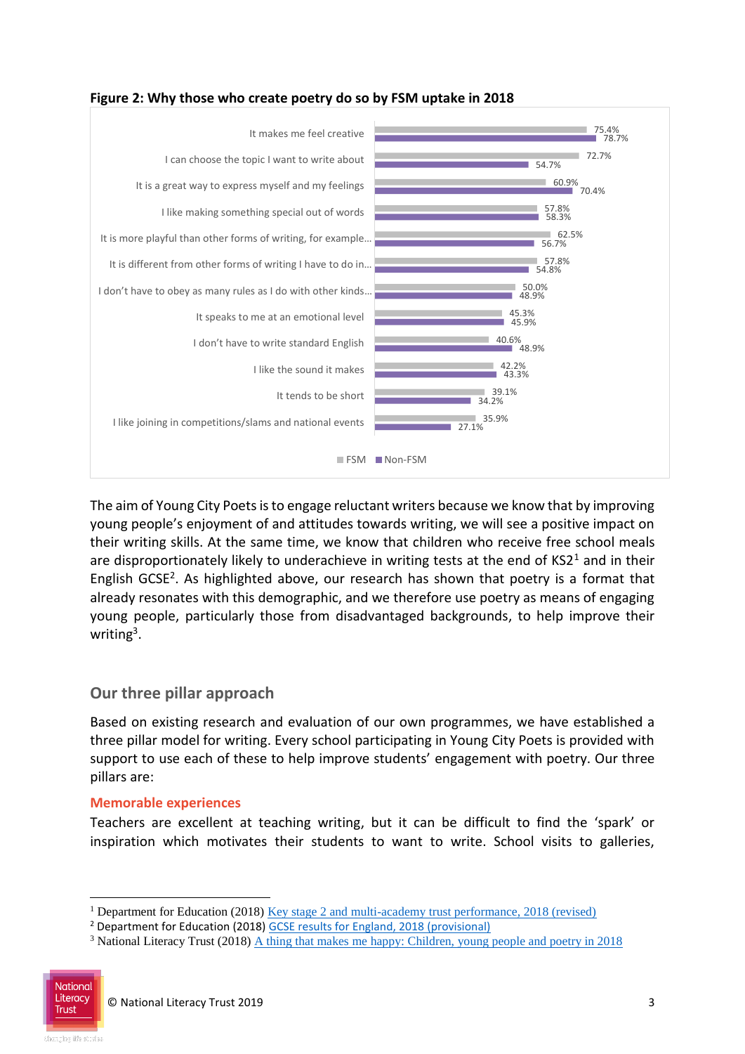**Figure 2: Why those who create poetry do so by FSM uptake in 2018**

| | FSM | Non-FSM |
|---|---|---|
| It makes me feel creative | 75.4% | 78.7% |
| I can choose the topic I want to write about | 72.7% | 54.7% |
| It is a great way to express myself and my feelings | 60.9% | 70.4% |
| I like making something special out of words | 57.8% | 58.3% |
| It is more playful than other forms of writing, for example… | 62.5% | 56.7% |
| It is different from other forms of writing I have to do in… | 57.8% | 54.8% |
| I don't have to obey as many rules as I do with other kinds… | 50.0% | 48.9% |
| It speaks to me at an emotional level | 45.3% | 45.9% |
| I don't have to write standard English | 40.6% | 48.9% |
| I like the sound it makes | 42.2% | 43.3% |
| It tends to be short | 39.1% | 34.2% |
| I like joining in competitions/slams and national events | 35.9% | 27.1% |

The aim of Young City Poets is to engage reluctant writers because we know that by improving young people's enjoyment of and attitudes towards writing, we will see a positive impact on their writing skills. At the same time, we know that children who receive free school meals are disproportionately likely to underachieve in writing tests at the end of KS2[1] and in their English GCSE[2]. As highlighted above, our research has shown that poetry is a format that already resonates with this demographic, and we therefore use poetry as means of engaging young people, particularly those from disadvantaged backgrounds, to help improve their writing[3].

## Our three pillar approach

Based on existing research and evaluation of our own programmes, we have established a three pillar model for writing. Every school participating in Young City Poets is provided with support to use each of these to help improve students' engagement with poetry. Our three pillars are:

### Memorable experiences

Teachers are excellent at teaching writing, but it can be difficult to find the 'spark' or inspiration which motivates their students to want to write. School visits to galleries,

[1] Department for Education (2018) Key stage 2 and multi-academy trust performance, 2018 (revised)
[2] Department for Education (2018) GCSE results for England, 2018 (provisional)
[3] National Literacy Trust (2018) A thing that makes me happy: Children, young people and poetry in 2018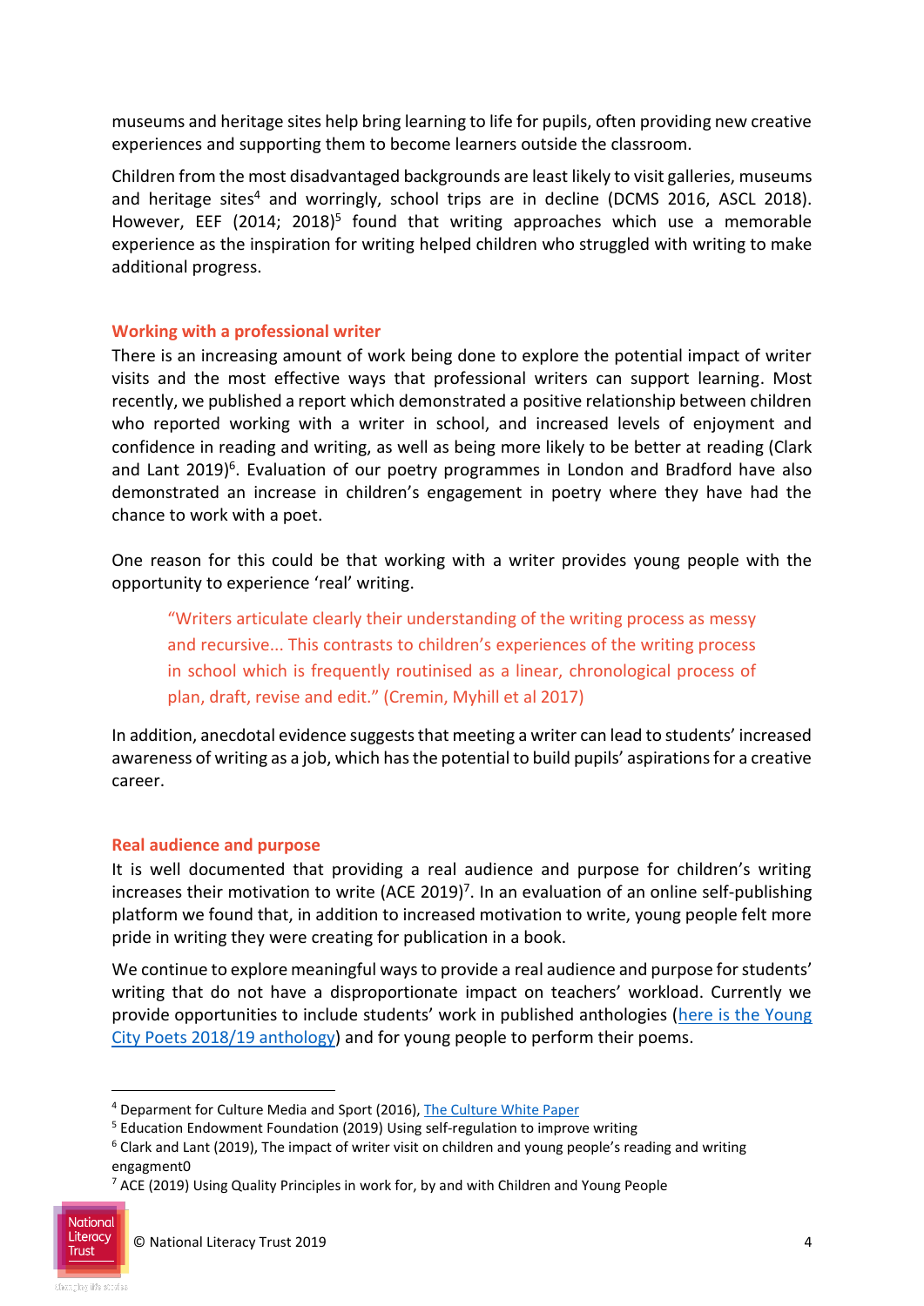museums and heritage sites help bring learning to life for pupils, often providing new creative experiences and supporting them to become learners outside the classroom.

Children from the most disadvantaged backgrounds are least likely to visit galleries, museums and heritage sites[4] and worringly, school trips are in decline (DCMS 2016, ASCL 2018). However, EEF (2014; 2018)[5] found that writing approaches which use a memorable experience as the inspiration for writing helped children who struggled with writing to make additional progress.

### Working with a professional writer

There is an increasing amount of work being done to explore the potential impact of writer visits and the most effective ways that professional writers can support learning. Most recently, we published a report which demonstrated a positive relationship between children who reported working with a writer in school, and increased levels of enjoyment and confidence in reading and writing, as well as being more likely to be better at reading (Clark and Lant 2019)[6]. Evaluation of our poetry programmes in London and Bradford have also demonstrated an increase in children's engagement in poetry where they have had the chance to work with a poet.

One reason for this could be that working with a writer provides young people with the opportunity to experience 'real' writing.

> "Writers articulate clearly their understanding of the writing process as messy and recursive... This contrasts to children's experiences of the writing process in school which is frequently routinised as a linear, chronological process of plan, draft, revise and edit." (Cremin, Myhill et al 2017)

In addition, anecdotal evidence suggests that meeting a writer can lead to students' increased awareness of writing as a job, which has the potential to build pupils' aspirations for a creative career.

### Real audience and purpose

It is well documented that providing a real audience and purpose for children's writing increases their motivation to write (ACE 2019)[7]. In an evaluation of an online self-publishing platform we found that, in addition to increased motivation to write, young people felt more pride in writing they were creating for publication in a book.

We continue to explore meaningful ways to provide a real audience and purpose for students' writing that do not have a disproportionate impact on teachers' workload. Currently we provide opportunities to include students' work in published anthologies (here is the Young City Poets 2018/19 anthology) and for young people to perform their poems.

---

[4] Deparment for Culture Media and Sport (2016), The Culture White Paper

[5] Education Endowment Foundation (2019) Using self-regulation to improve writing

[6] Clark and Lant (2019), The impact of writer visit on children and young people's reading and writing engagment0

[7] ACE (2019) Using Quality Principles in work for, by and with Children and Young People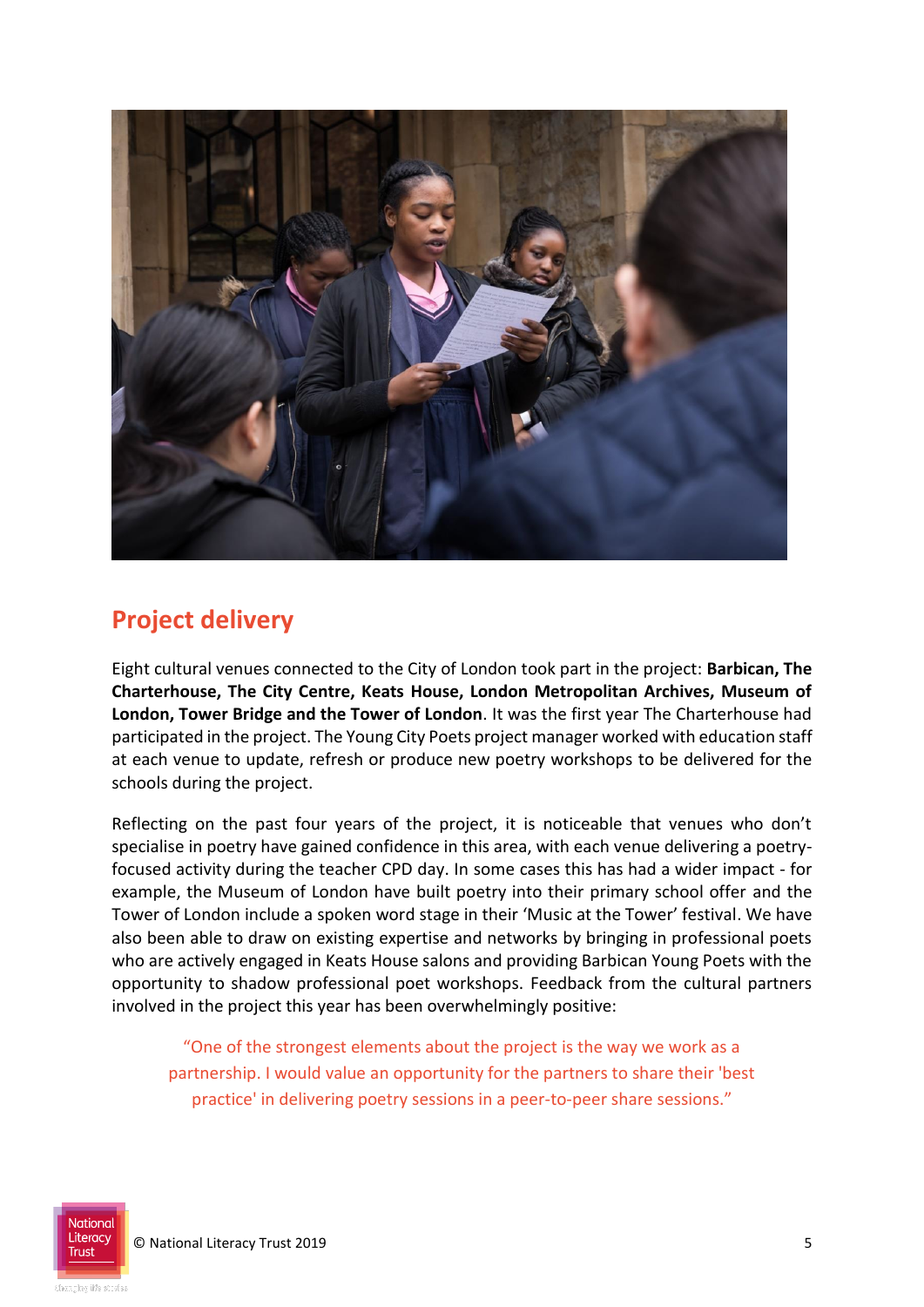## Project delivery

Eight cultural venues connected to the City of London took part in the project: **Barbican, The Charterhouse, The City Centre, Keats House, London Metropolitan Archives, Museum of London, Tower Bridge and the Tower of London**. It was the first year The Charterhouse had participated in the project. The Young City Poets project manager worked with education staff at each venue to update, refresh or produce new poetry workshops to be delivered for the schools during the project.

Reflecting on the past four years of the project, it is noticeable that venues who don't specialise in poetry have gained confidence in this area, with each venue delivering a poetry-focused activity during the teacher CPD day. In some cases this has had a wider impact - for example, the Museum of London have built poetry into their primary school offer and the Tower of London include a spoken word stage in their 'Music at the Tower' festival. We have also been able to draw on existing expertise and networks by bringing in professional poets who are actively engaged in Keats House salons and providing Barbican Young Poets with the opportunity to shadow professional poet workshops. Feedback from the cultural partners involved in the project this year has been overwhelmingly positive:

> "One of the strongest elements about the project is the way we work as a partnership. I would value an opportunity for the partners to share their 'best practice' in delivering poetry sessions in a peer-to-peer share sessions."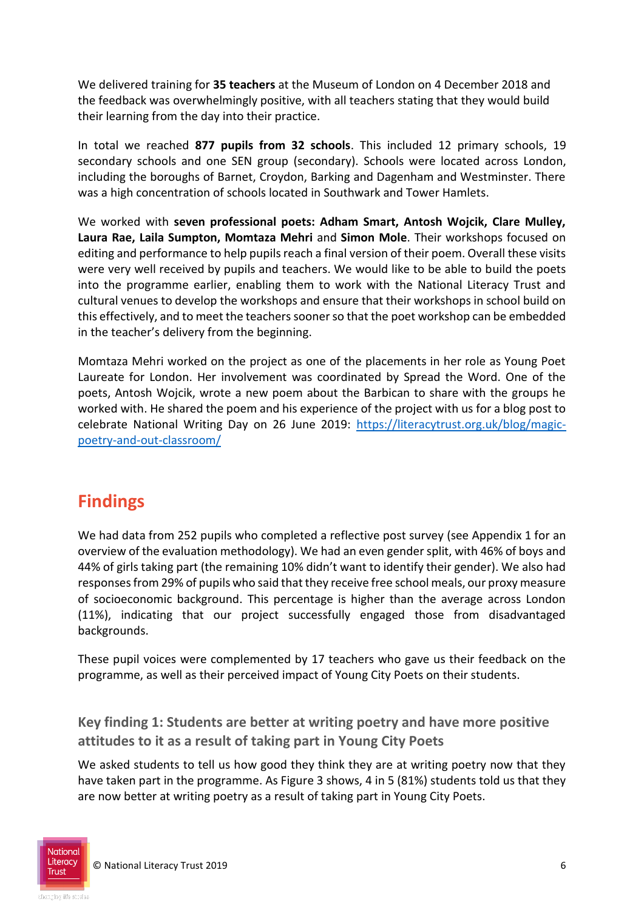We delivered training for **35 teachers** at the Museum of London on 4 December 2018 and the feedback was overwhelmingly positive, with all teachers stating that they would build their learning from the day into their practice.

In total we reached **877 pupils from 32 schools**. This included 12 primary schools, 19 secondary schools and one SEN group (secondary). Schools were located across London, including the boroughs of Barnet, Croydon, Barking and Dagenham and Westminster. There was a high concentration of schools located in Southwark and Tower Hamlets.

We worked with **seven professional poets: Adham Smart, Antosh Wojcik, Clare Mulley, Laura Rae, Laila Sumpton, Momtaza Mehri** and **Simon Mole**. Their workshops focused on editing and performance to help pupils reach a final version of their poem. Overall these visits were very well received by pupils and teachers. We would like to be able to build the poets into the programme earlier, enabling them to work with the National Literacy Trust and cultural venues to develop the workshops and ensure that their workshops in school build on this effectively, and to meet the teachers sooner so that the poet workshop can be embedded in the teacher's delivery from the beginning.

Momtaza Mehri worked on the project as one of the placements in her role as Young Poet Laureate for London. Her involvement was coordinated by Spread the Word. One of the poets, Antosh Wojcik, wrote a new poem about the Barbican to share with the groups he worked with. He shared the poem and his experience of the project with us for a blog post to celebrate National Writing Day on 26 June 2019: https://literacytrust.org.uk/blog/magic-poetry-and-out-classroom/

## Findings

We had data from 252 pupils who completed a reflective post survey (see Appendix 1 for an overview of the evaluation methodology). We had an even gender split, with 46% of boys and 44% of girls taking part (the remaining 10% didn't want to identify their gender). We also had responses from 29% of pupils who said that they receive free school meals, our proxy measure of socioeconomic background. This percentage is higher than the average across London (11%), indicating that our project successfully engaged those from disadvantaged backgrounds.

These pupil voices were complemented by 17 teachers who gave us their feedback on the programme, as well as their perceived impact of Young City Poets on their students.

### Key finding 1: Students are better at writing poetry and have more positive attitudes to it as a result of taking part in Young City Poets

We asked students to tell us how good they think they are at writing poetry now that they have taken part in the programme. As Figure 3 shows, 4 in 5 (81%) students told us that they are now better at writing poetry as a result of taking part in Young City Poets.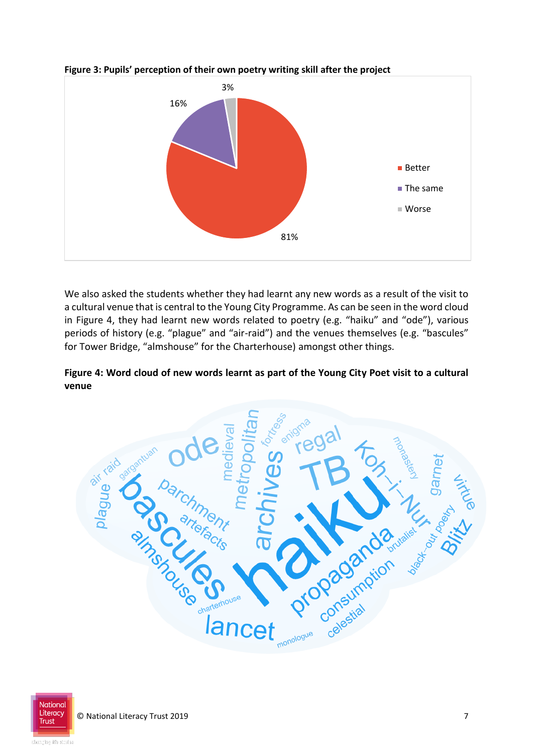**Figure 3: Pupils' perception of their own poetry writing skill after the project**

| Response | Percentage |
| --- | --- |
| Better | 81% |
| The same | 16% |
| Worse | 3% |

We also asked the students whether they had learnt any new words as a result of the visit to a cultural venue that is central to the Young City Programme. As can be seen in the word cloud in Figure 4, they had learnt new words related to poetry (e.g. "haiku" and "ode"), various periods of history (e.g. "plague" and "air-raid") and the venues themselves (e.g. "bascules" for Tower Bridge, "almshouse" for the Charterhouse) amongst other things.

**Figure 4: Word cloud of new words learnt as part of the Young City Poet visit to a cultural venue**

haiku, bascules, TB, archives, lancet, propaganda, Koh-i-Nur, ode, regal, parchment, metropolitan, almshouse, consumption, plague, artefacts, medieval, garnet, Blitz, celestial, virtue, black-out poetry, brutalist, monastery, air raid, gargantuan, fortress, enigma, charterhouse, monologue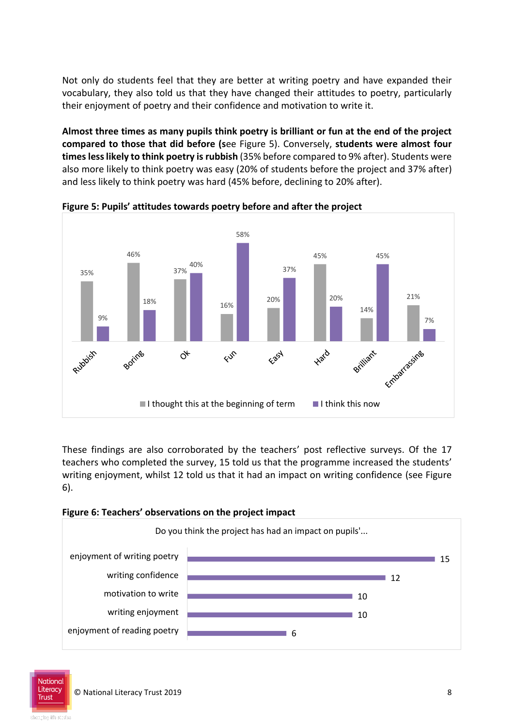Not only do students feel that they are better at writing poetry and have expanded their vocabulary, they also told us that they have changed their attitudes to poetry, particularly their enjoyment of poetry and their confidence and motivation to write it.

**Almost three times as many pupils think poetry is brilliant or fun at the end of the project compared to those that did before (s**ee Figure 5). Conversely, **students were almost four times less likely to think poetry is rubbish** (35% before compared to 9% after). Students were also more likely to think poetry was easy (20% of students before the project and 37% after) and less likely to think poetry was hard (45% before, declining to 20% after).

**Figure 5: Pupils' attitudes towards poetry before and after the project**

| | I thought this at the beginning of term | I think this now |
|---|---|---|
| Rubbish | 35% | 9% |
| Boring | 46% | 18% |
| Ok | 37% | 40% |
| Fun | 16% | 58% |
| Easy | 20% | 37% |
| Hard | 45% | 20% |
| Brilliant | 14% | 45% |
| Embarrassing | 21% | 7% |

These findings are also corroborated by the teachers' post reflective surveys. Of the 17 teachers who completed the survey, 15 told us that the programme increased the students' writing enjoyment, whilst 12 told us that it had an impact on writing confidence (see Figure 6).

**Figure 6: Teachers' observations on the project impact**

Do you think the project has had an impact on pupils'...

| | |
|---|---|
| enjoyment of writing poetry | 15 |
| writing confidence | 12 |
| motivation to write | 10 |
| writing enjoyment | 10 |
| enjoyment of reading poetry | 6 |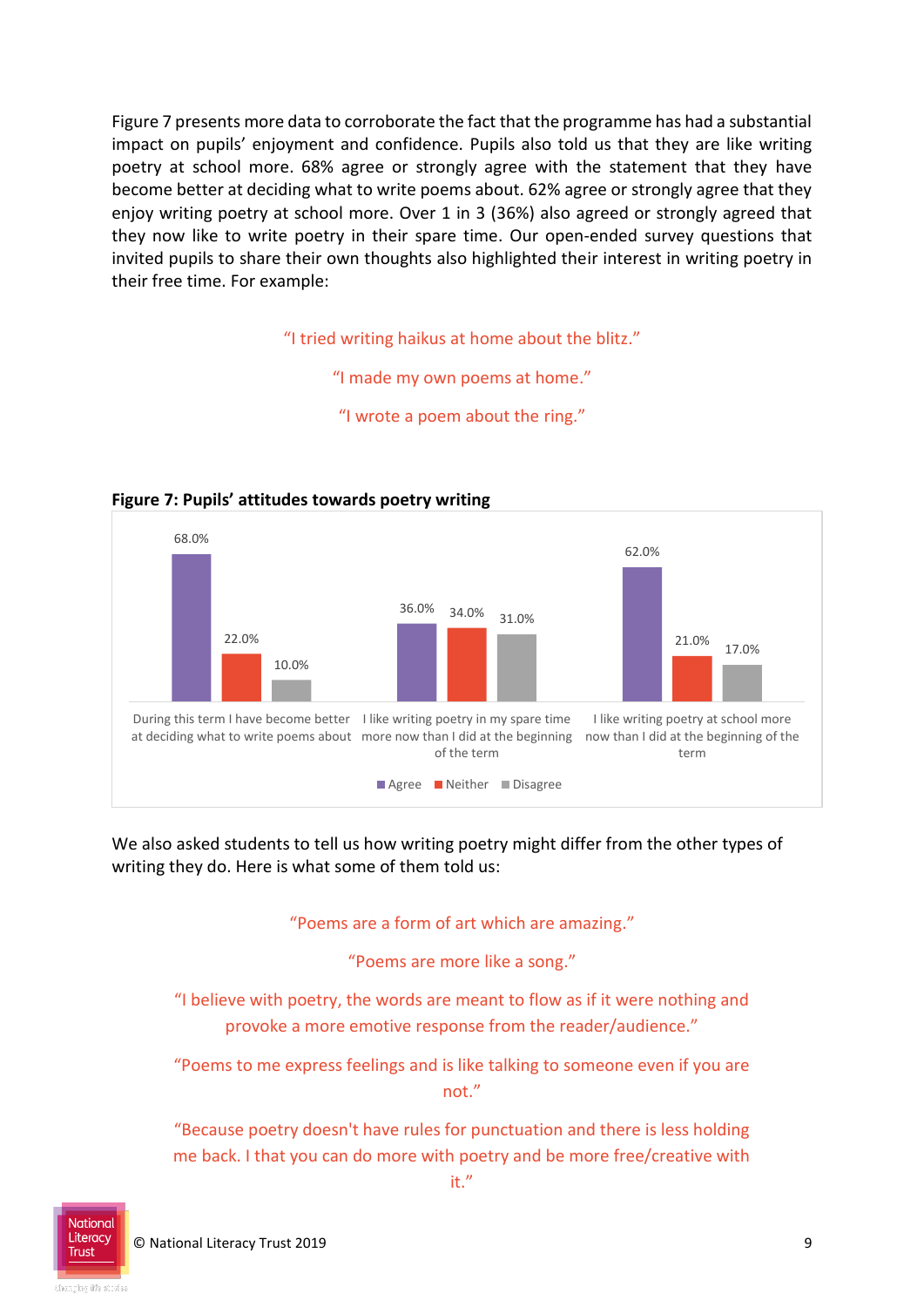Figure 7 presents more data to corroborate the fact that the programme has had a substantial impact on pupils' enjoyment and confidence. Pupils also told us that they are like writing poetry at school more. 68% agree or strongly agree with the statement that they have become better at deciding what to write poems about. 62% agree or strongly agree that they enjoy writing poetry at school more. Over 1 in 3 (36%) also agreed or strongly agreed that they now like to write poetry in their spare time. Our open-ended survey questions that invited pupils to share their own thoughts also highlighted their interest in writing poetry in their free time. For example:

"I tried writing haikus at home about the blitz."

"I made my own poems at home."

"I wrote a poem about the ring."

**Figure 7: Pupils' attitudes towards poetry writing**

| | Agree | Neither | Disagree |
|---|---|---|---|
| During this term I have become better at deciding what to write poems about | 68.0% | 22.0% | 10.0% |
| I like writing poetry in my spare time more now than I did at the beginning of the term | 36.0% | 34.0% | 31.0% |
| I like writing poetry at school more now than I did at the beginning of the term | 62.0% | 21.0% | 17.0% |

We also asked students to tell us how writing poetry might differ from the other types of writing they do. Here is what some of them told us:

"Poems are a form of art which are amazing."

"Poems are more like a song."

"I believe with poetry, the words are meant to flow as if it were nothing and provoke a more emotive response from the reader/audience."

"Poems to me express feelings and is like talking to someone even if you are not."

"Because poetry doesn't have rules for punctuation and there is less holding me back. I that you can do more with poetry and be more free/creative with it."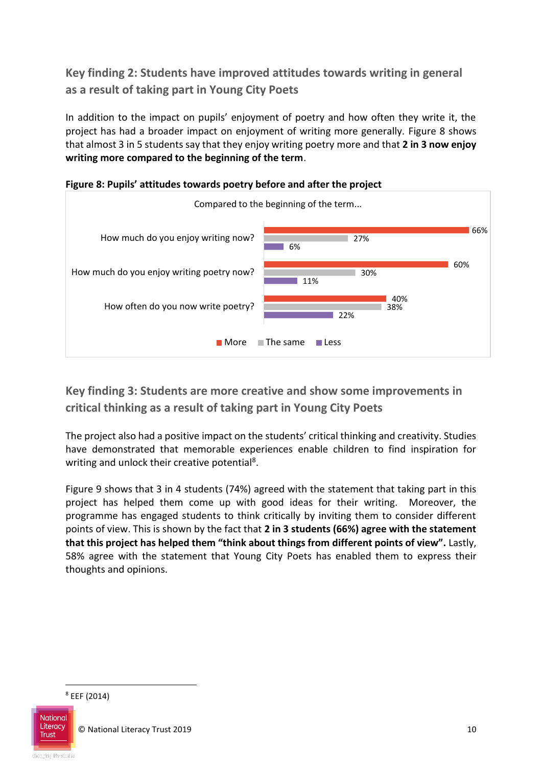## Key finding 2: Students have improved attitudes towards writing in general as a result of taking part in Young City Poets

In addition to the impact on pupils' enjoyment of poetry and how often they write it, the project has had a broader impact on enjoyment of writing more generally. Figure 8 shows that almost 3 in 5 students say that they enjoy writing poetry more and that **2 in 3 now enjoy writing more compared to the beginning of the term**.

**Figure 8: Pupils' attitudes towards poetry before and after the project**

Compared to the beginning of the term...

| | More | The same | Less |
|---|---|---|---|
| How much do you enjoy writing now? | 66% | 27% | 6% |
| How much do you enjoy writing poetry now? | 60% | 30% | 11% |
| How often do you now write poetry? | 40% | 38% | 22% |

## Key finding 3: Students are more creative and show some improvements in critical thinking as a result of taking part in Young City Poets

The project also had a positive impact on the students' critical thinking and creativity. Studies have demonstrated that memorable experiences enable children to find inspiration for writing and unlock their creative potential[8].

Figure 9 shows that 3 in 4 students (74%) agreed with the statement that taking part in this project has helped them come up with good ideas for their writing. Moreover, the programme has engaged students to think critically by inviting them to consider different points of view. This is shown by the fact that **2 in 3 students (66%) agree with the statement that this project has helped them "think about things from different points of view".** Lastly, 58% agree with the statement that Young City Poets has enabled them to express their thoughts and opinions.

[8] EEF (2014)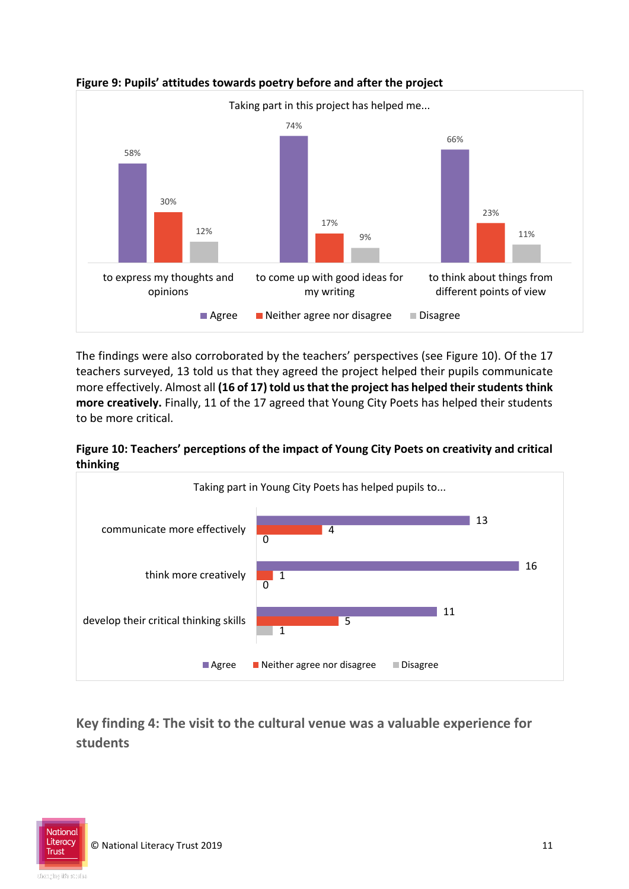**Figure 9: Pupils' attitudes towards poetry before and after the project**

Taking part in this project has helped me...

| | Agree | Neither agree nor disagree | Disagree |
|---|---|---|---|
| to express my thoughts and opinions | 58% | 30% | 12% |
| to come up with good ideas for my writing | 74% | 17% | 9% |
| to think about things from different points of view | 66% | 23% | 11% |

The findings were also corroborated by the teachers' perspectives (see Figure 10). Of the 17 teachers surveyed, 13 told us that they agreed the project helped their pupils communicate more effectively. Almost all **(16 of 17) told us that the project has helped their students think more creatively.** Finally, 11 of the 17 agreed that Young City Poets has helped their students to be more critical.

**Figure 10: Teachers' perceptions of the impact of Young City Poets on creativity and critical thinking**

Taking part in Young City Poets has helped pupils to...

| | Agree | Neither agree nor disagree | Disagree |
|---|---|---|---|
| communicate more effectively | 13 | 4 | 0 |
| think more creatively | 16 | 1 | 0 |
| develop their critical thinking skills | 11 | 5 | 1 |

## Key finding 4: The visit to the cultural venue was a valuable experience for students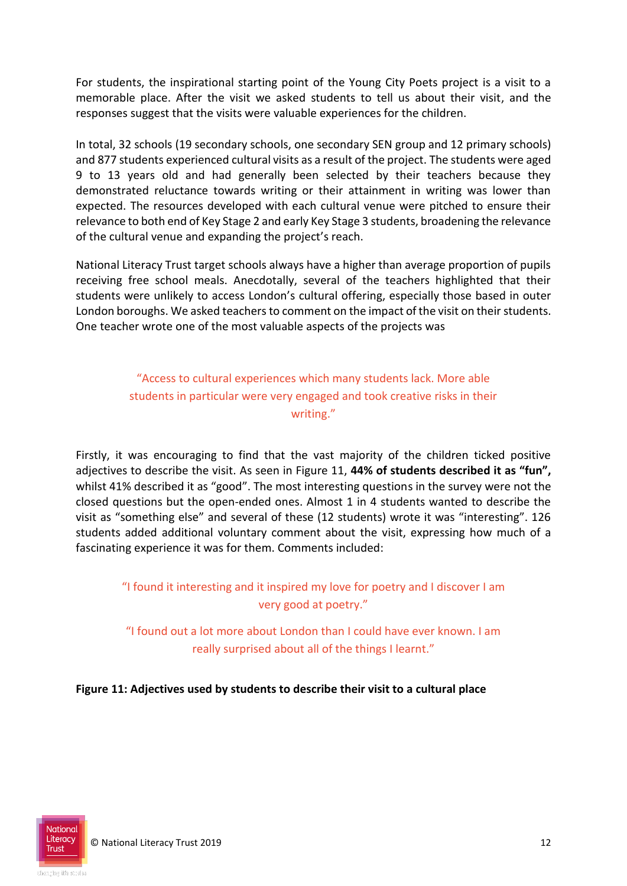For students, the inspirational starting point of the Young City Poets project is a visit to a memorable place. After the visit we asked students to tell us about their visit, and the responses suggest that the visits were valuable experiences for the children.

In total, 32 schools (19 secondary schools, one secondary SEN group and 12 primary schools) and 877 students experienced cultural visits as a result of the project. The students were aged 9 to 13 years old and had generally been selected by their teachers because they demonstrated reluctance towards writing or their attainment in writing was lower than expected. The resources developed with each cultural venue were pitched to ensure their relevance to both end of Key Stage 2 and early Key Stage 3 students, broadening the relevance of the cultural venue and expanding the project's reach.

National Literacy Trust target schools always have a higher than average proportion of pupils receiving free school meals. Anecdotally, several of the teachers highlighted that their students were unlikely to access London's cultural offering, especially those based in outer London boroughs. We asked teachers to comment on the impact of the visit on their students. One teacher wrote one of the most valuable aspects of the projects was

> "Access to cultural experiences which many students lack. More able students in particular were very engaged and took creative risks in their writing."

Firstly, it was encouraging to find that the vast majority of the children ticked positive adjectives to describe the visit. As seen in Figure 11, **44% of students described it as "fun",** whilst 41% described it as "good". The most interesting questions in the survey were not the closed questions but the open-ended ones. Almost 1 in 4 students wanted to describe the visit as "something else" and several of these (12 students) wrote it was "interesting". 126 students added additional voluntary comment about the visit, expressing how much of a fascinating experience it was for them. Comments included:

> "I found it interesting and it inspired my love for poetry and I discover I am very good at poetry."

> "I found out a lot more about London than I could have ever known. I am really surprised about all of the things I learnt."

**Figure 11: Adjectives used by students to describe their visit to a cultural place**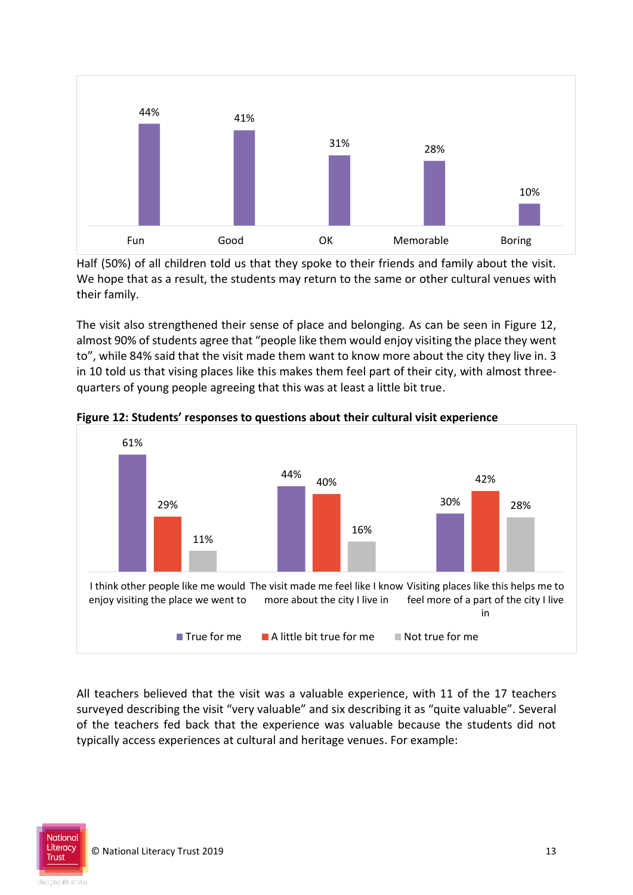| Fun | Good | OK | Memorable | Boring |
|---|---|---|---|---|
| 44% | 41% | 31% | 28% | 10% |

Half (50%) of all children told us that they spoke to their friends and family about the visit. We hope that as a result, the students may return to the same or other cultural venues with their family.

The visit also strengthened their sense of place and belonging. As can be seen in Figure 12, almost 90% of students agree that "people like them would enjoy visiting the place they went to", while 84% said that the visit made them want to know more about the city they live in. 3 in 10 told us that vising places like this makes them feel part of their city, with almost three-quarters of young people agreeing that this was at least a little bit true.

**Figure 12: Students' responses to questions about their cultural visit experience**

| | True for me | A little bit true for me | Not true for me |
|---|---|---|---|
| I think other people like me would enjoy visiting the place we went to | 61% | 29% | 11% |
| The visit made me feel like I know more about the city I live in | 44% | 40% | 16% |
| Visiting places like this helps me to feel more of a part of the city I live in | 30% | 42% | 28% |

All teachers believed that the visit was a valuable experience, with 11 of the 17 teachers surveyed describing the visit "very valuable" and six describing it as "quite valuable". Several of the teachers fed back that the experience was valuable because the students did not typically access experiences at cultural and heritage venues. For example: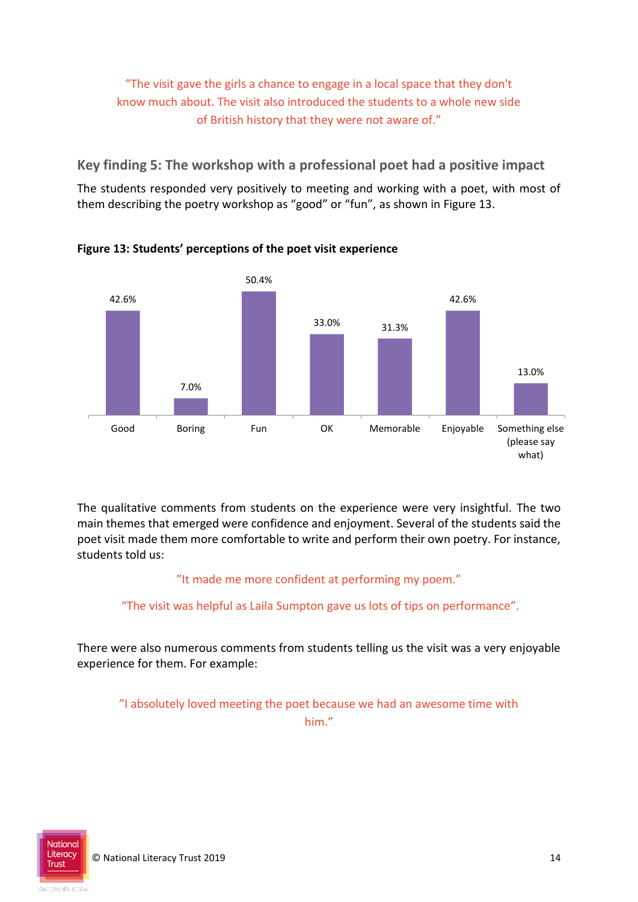"The visit gave the girls a chance to engage in a local space that they don't know much about. The visit also introduced the students to a whole new side of British history that they were not aware of."

## Key finding 5: The workshop with a professional poet had a positive impact

The students responded very positively to meeting and working with a poet, with most of them describing the poetry workshop as "good" or "fun", as shown in Figure 13.

**Figure 13: Students' perceptions of the poet visit experience**

| Response | Percentage |
|---|---|
| Good | 42.6% |
| Boring | 7.0% |
| Fun | 50.4% |
| OK | 33.0% |
| Memorable | 31.3% |
| Enjoyable | 42.6% |
| Something else (please say what) | 13.0% |

The qualitative comments from students on the experience were very insightful. The two main themes that emerged were confidence and enjoyment. Several of the students said the poet visit made them more comfortable to write and perform their own poetry. For instance, students told us:

"It made me more confident at performing my poem."

"The visit was helpful as Laila Sumpton gave us lots of tips on performance".

There were also numerous comments from students telling us the visit was a very enjoyable experience for them. For example:

"I absolutely loved meeting the poet because we had an awesome time with him."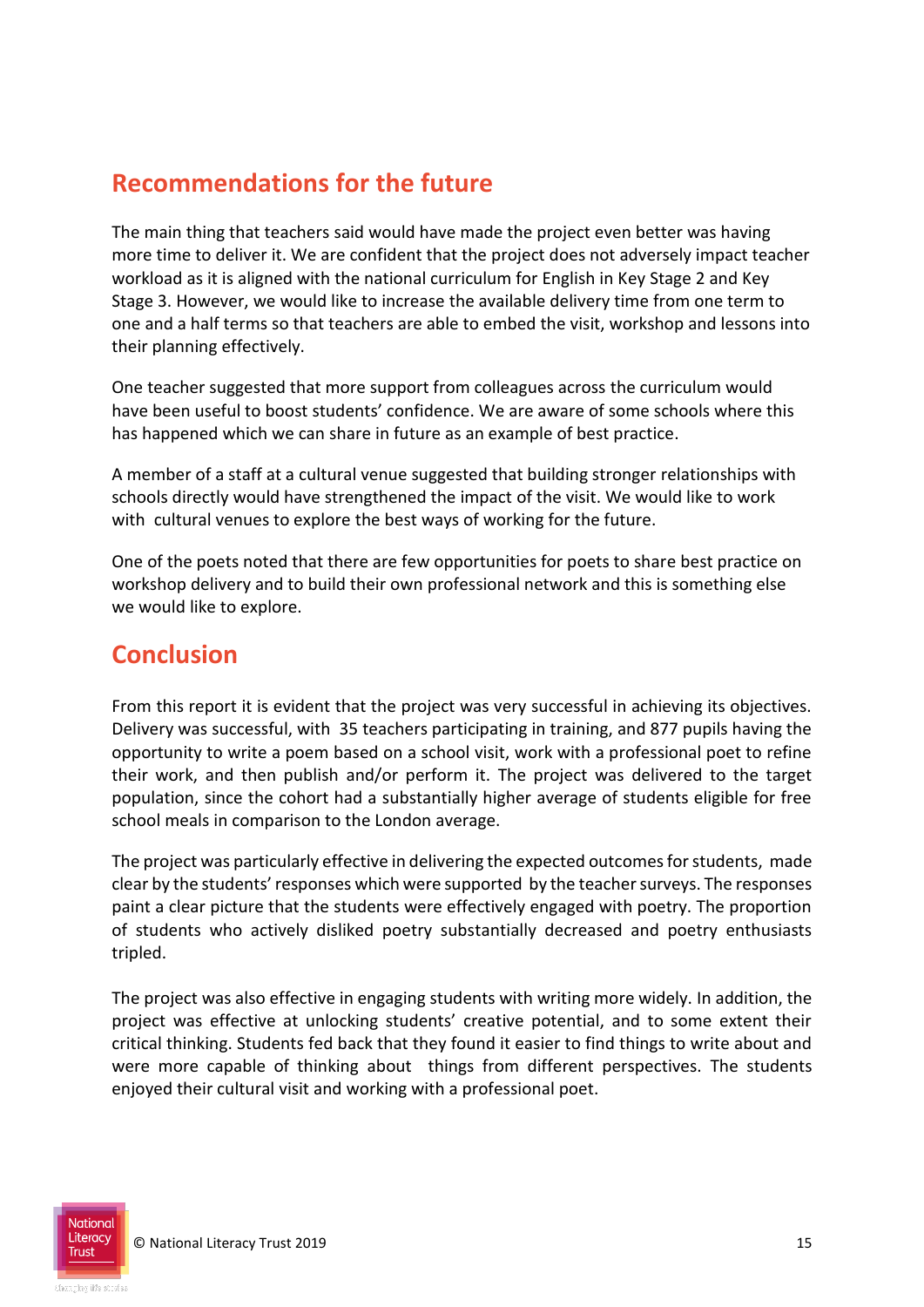## Recommendations for the future

The main thing that teachers said would have made the project even better was having more time to deliver it. We are confident that the project does not adversely impact teacher workload as it is aligned with the national curriculum for English in Key Stage 2 and Key Stage 3. However, we would like to increase the available delivery time from one term to one and a half terms so that teachers are able to embed the visit, workshop and lessons into their planning effectively.

One teacher suggested that more support from colleagues across the curriculum would have been useful to boost students' confidence. We are aware of some schools where this has happened which we can share in future as an example of best practice.

A member of a staff at a cultural venue suggested that building stronger relationships with schools directly would have strengthened the impact of the visit. We would like to work with cultural venues to explore the best ways of working for the future.

One of the poets noted that there are few opportunities for poets to share best practice on workshop delivery and to build their own professional network and this is something else we would like to explore.

## Conclusion

From this report it is evident that the project was very successful in achieving its objectives. Delivery was successful, with 35 teachers participating in training, and 877 pupils having the opportunity to write a poem based on a school visit, work with a professional poet to refine their work, and then publish and/or perform it. The project was delivered to the target population, since the cohort had a substantially higher average of students eligible for free school meals in comparison to the London average.

The project was particularly effective in delivering the expected outcomes for students, made clear by the students' responses which were supported by the teacher surveys. The responses paint a clear picture that the students were effectively engaged with poetry. The proportion of students who actively disliked poetry substantially decreased and poetry enthusiasts tripled.

The project was also effective in engaging students with writing more widely. In addition, the project was effective at unlocking students' creative potential, and to some extent their critical thinking. Students fed back that they found it easier to find things to write about and were more capable of thinking about things from different perspectives. The students enjoyed their cultural visit and working with a professional poet.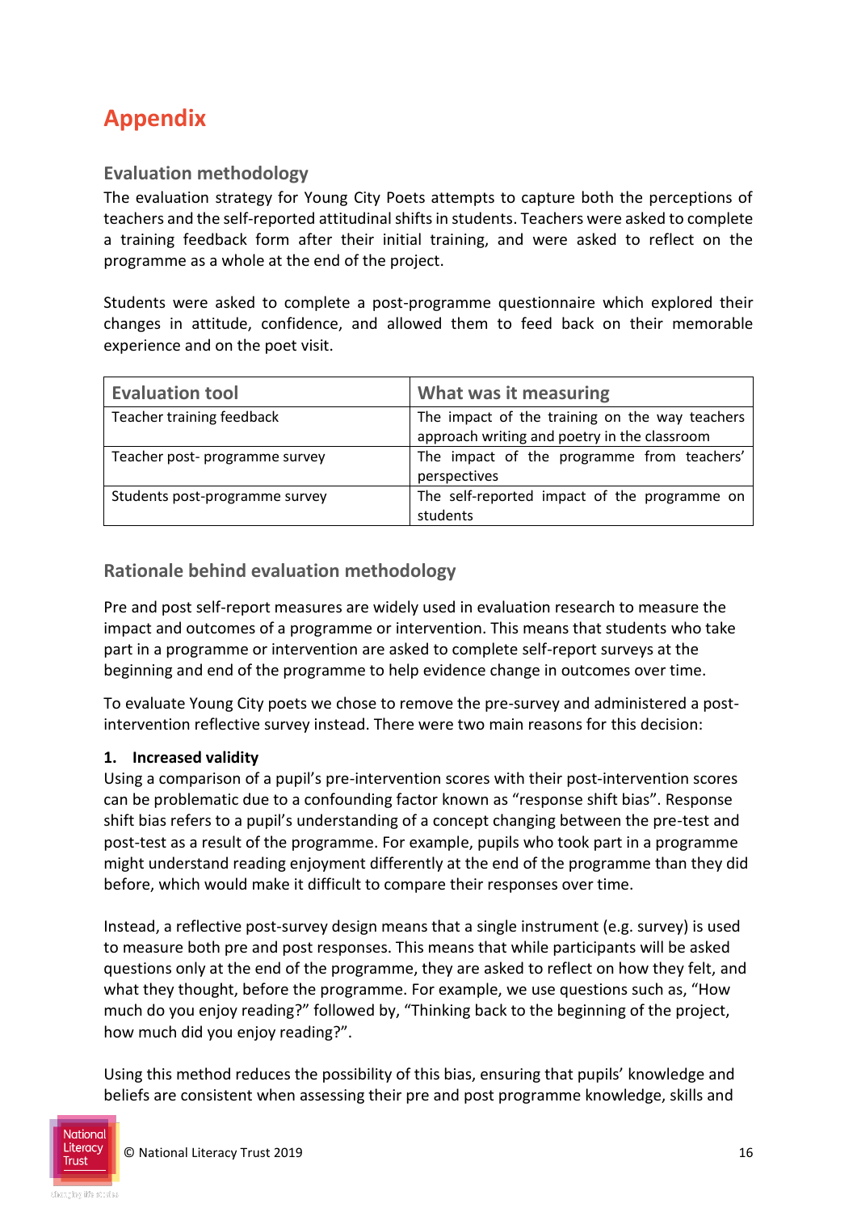# Appendix

## Evaluation methodology

The evaluation strategy for Young City Poets attempts to capture both the perceptions of teachers and the self-reported attitudinal shifts in students. Teachers were asked to complete a training feedback form after their initial training, and were asked to reflect on the programme as a whole at the end of the project.

Students were asked to complete a post-programme questionnaire which explored their changes in attitude, confidence, and allowed them to feed back on their memorable experience and on the poet visit.

| Evaluation tool | What was it measuring |
| --- | --- |
| Teacher training feedback | The impact of the training on the way teachers approach writing and poetry in the classroom |
| Teacher post- programme survey | The impact of the programme from teachers' perspectives |
| Students post-programme survey | The self-reported impact of the programme on students |

## Rationale behind evaluation methodology

Pre and post self-report measures are widely used in evaluation research to measure the impact and outcomes of a programme or intervention. This means that students who take part in a programme or intervention are asked to complete self-report surveys at the beginning and end of the programme to help evidence change in outcomes over time.

To evaluate Young City poets we chose to remove the pre-survey and administered a post-intervention reflective survey instead. There were two main reasons for this decision:

**1. Increased validity**

Using a comparison of a pupil's pre-intervention scores with their post-intervention scores can be problematic due to a confounding factor known as "response shift bias". Response shift bias refers to a pupil's understanding of a concept changing between the pre-test and post-test as a result of the programme. For example, pupils who took part in a programme might understand reading enjoyment differently at the end of the programme than they did before, which would make it difficult to compare their responses over time.

Instead, a reflective post-survey design means that a single instrument (e.g. survey) is used to measure both pre and post responses. This means that while participants will be asked questions only at the end of the programme, they are asked to reflect on how they felt, and what they thought, before the programme. For example, we use questions such as, "How much do you enjoy reading?" followed by, "Thinking back to the beginning of the project, how much did you enjoy reading?".

Using this method reduces the possibility of this bias, ensuring that pupils' knowledge and beliefs are consistent when assessing their pre and post programme knowledge, skills and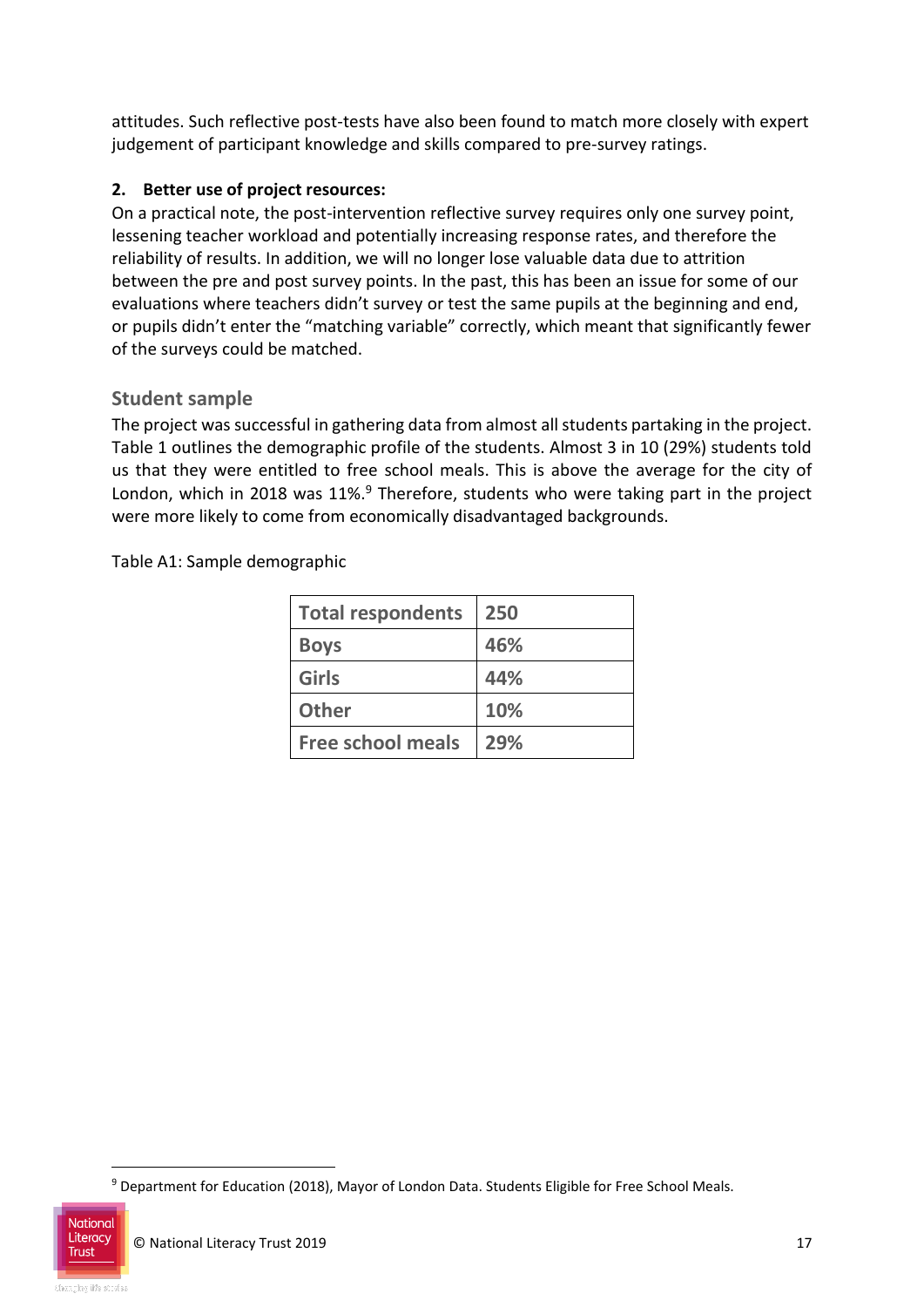attitudes. Such reflective post-tests have also been found to match more closely with expert judgement of participant knowledge and skills compared to pre-survey ratings.

**2. Better use of project resources:**

On a practical note, the post-intervention reflective survey requires only one survey point, lessening teacher workload and potentially increasing response rates, and therefore the reliability of results. In addition, we will no longer lose valuable data due to attrition between the pre and post survey points. In the past, this has been an issue for some of our evaluations where teachers didn't survey or test the same pupils at the beginning and end, or pupils didn't enter the "matching variable" correctly, which meant that significantly fewer of the surveys could be matched.

## Student sample

The project was successful in gathering data from almost all students partaking in the project. Table 1 outlines the demographic profile of the students. Almost 3 in 10 (29%) students told us that they were entitled to free school meals. This is above the average for the city of London, which in 2018 was 11%.[9] Therefore, students who were taking part in the project were more likely to come from economically disadvantaged backgrounds.

Table A1: Sample demographic

| | |
|---|---|
| **Total respondents** | **250** |
| **Boys** | **46%** |
| **Girls** | **44%** |
| **Other** | **10%** |
| **Free school meals** | **29%** |

[9] Department for Education (2018), Mayor of London Data. Students Eligible for Free School Meals.